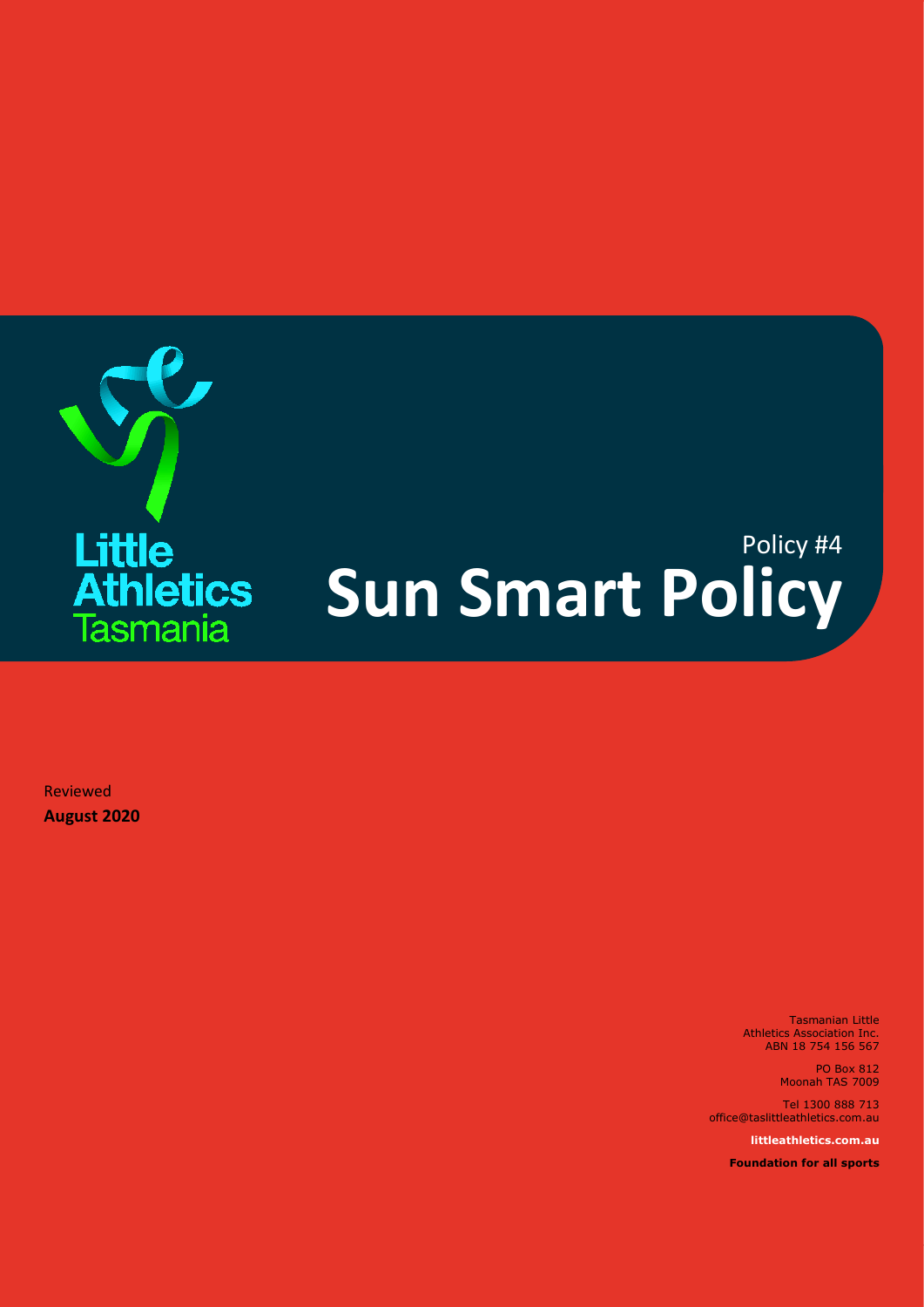Little Athletics Tasmania

Policy #4

# Sun Smart Policy

Reviewed
**August 2020**

Tasmanian Little Athletics Association Inc.
ABN 18 754 156 567

PO Box 812
Moonah TAS 7009

Tel 1300 888 713
office@taslittleathletics.com.au

**littleathletics.com.au**

**Foundation for all sports**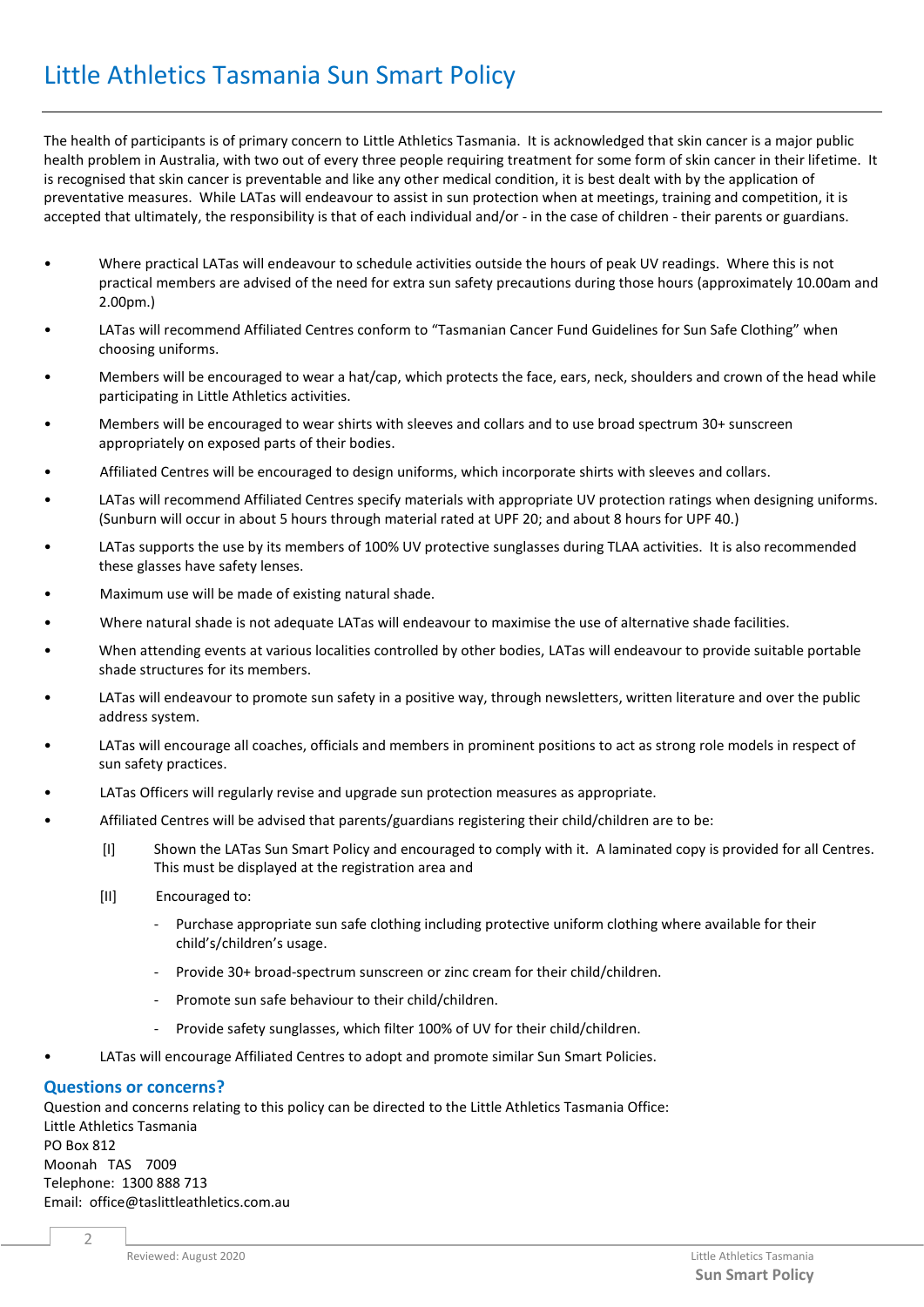# Little Athletics Tasmania Sun Smart Policy

The health of participants is of primary concern to Little Athletics Tasmania. It is acknowledged that skin cancer is a major public health problem in Australia, with two out of every three people requiring treatment for some form of skin cancer in their lifetime. It is recognised that skin cancer is preventable and like any other medical condition, it is best dealt with by the application of preventative measures. While LATas will endeavour to assist in sun protection when at meetings, training and competition, it is accepted that ultimately, the responsibility is that of each individual and/or - in the case of children - their parents or guardians.

- Where practical LATas will endeavour to schedule activities outside the hours of peak UV readings. Where this is not practical members are advised of the need for extra sun safety precautions during those hours (approximately 10.00am and 2.00pm.)
- LATas will recommend Affiliated Centres conform to "Tasmanian Cancer Fund Guidelines for Sun Safe Clothing" when choosing uniforms.
- Members will be encouraged to wear a hat/cap, which protects the face, ears, neck, shoulders and crown of the head while participating in Little Athletics activities.
- Members will be encouraged to wear shirts with sleeves and collars and to use broad spectrum 30+ sunscreen appropriately on exposed parts of their bodies.
- Affiliated Centres will be encouraged to design uniforms, which incorporate shirts with sleeves and collars.
- LATas will recommend Affiliated Centres specify materials with appropriate UV protection ratings when designing uniforms. (Sunburn will occur in about 5 hours through material rated at UPF 20; and about 8 hours for UPF 40.)
- LATas supports the use by its members of 100% UV protective sunglasses during TLAA activities. It is also recommended these glasses have safety lenses.
- Maximum use will be made of existing natural shade.
- Where natural shade is not adequate LATas will endeavour to maximise the use of alternative shade facilities.
- When attending events at various localities controlled by other bodies, LATas will endeavour to provide suitable portable shade structures for its members.
- LATas will endeavour to promote sun safety in a positive way, through newsletters, written literature and over the public address system.
- LATas will encourage all coaches, officials and members in prominent positions to act as strong role models in respect of sun safety practices.
- LATas Officers will regularly revise and upgrade sun protection measures as appropriate.
- Affiliated Centres will be advised that parents/guardians registering their child/children are to be:
  - [I] Shown the LATas Sun Smart Policy and encouraged to comply with it. A laminated copy is provided for all Centres. This must be displayed at the registration area and
  - [II] Encouraged to:
    - Purchase appropriate sun safe clothing including protective uniform clothing where available for their child's/children's usage.
    - Provide 30+ broad-spectrum sunscreen or zinc cream for their child/children.
    - Promote sun safe behaviour to their child/children.
    - Provide safety sunglasses, which filter 100% of UV for their child/children.
- LATas will encourage Affiliated Centres to adopt and promote similar Sun Smart Policies.

## Questions or concerns?

Question and concerns relating to this policy can be directed to the Little Athletics Tasmania Office:
Little Athletics Tasmania
PO Box 812
Moonah TAS 7009
Telephone: 1300 888 713
Email: office@taslittleathletics.com.au

Reviewed: August 2020